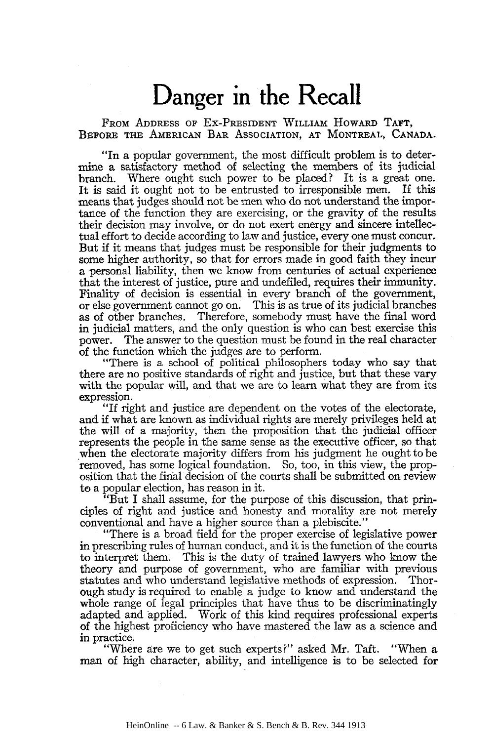# Danger in the Recall

From Address of Ex-President William Howard Taft, Before the American Bar Association, at Montreal, Canada.

"In a popular government, the most difficult problem is to determine a satisfactory method of selecting the members of its judicial branch. Where ought such power to be placed? It is a great one. It is said it ought not to be entrusted to irresponsible men. If this means that judges should not be men who do not understand the importance of the function they are exercising, or the gravity of the results their decision may involve, or do not exert energy and sincere intellectual effort to decide according to law and justice, every one must concur. But if it means that judges must be responsible for their judgments to some higher authority, so that for errors made in good faith they incur a personal liability, then we know from centuries of actual experience that the interest of justice, pure and undefiled, requires their immunity. Finality of decision is essential in every branch of the government, or else government cannot go on. This is as true of its judicial branches as of other branches. Therefore, somebody must have the final word in judicial matters, and the only question is who can best exercise this power. The answer to the question must be found in the real character of the function which the judges are to perform.

"There is a school of political philosophers today who say that there are no positive standards of right and justice, but that these vary with the popular will, and that we are to learn what they are from its expression.

"If right and justice are dependent on the votes of the electorate, and if what are known as individual rights are merely privileges held at the will of a majority, then the proposition that the judicial officer represents the people in the same sense as the executive officer, so that when the electorate majority differs from his judgment he ought to be removed, has some logical foundation. So, too, in this view, the proposition that the final decision of the courts shall be submitted on review to a popular election, has reason in it.

"But I shall assume, for the purpose of this discussion, that principles of right and justice and honesty and morality are not merely conventional and have a higher source than a plebiscite."

"There is a broad field for the proper exercise of legislative power in prescribing rules of human conduct, and it is the function of the courts to interpret them. This is the duty of trained lawyers who know the theory and purpose of government, who are familiar with previous statutes and who understand legislative methods of expression. Thorough study is required to enable a judge to know and understand the whole range of legal principles that have thus to be discriminatingly adapted and applied. Work of this kind requires professional experts of the highest proficiency who have mastered the law as a science and in practice.

"Where are we to get such experts?" asked Mr. Taft. "When a man of high character, ability, and intelligence is to be selected for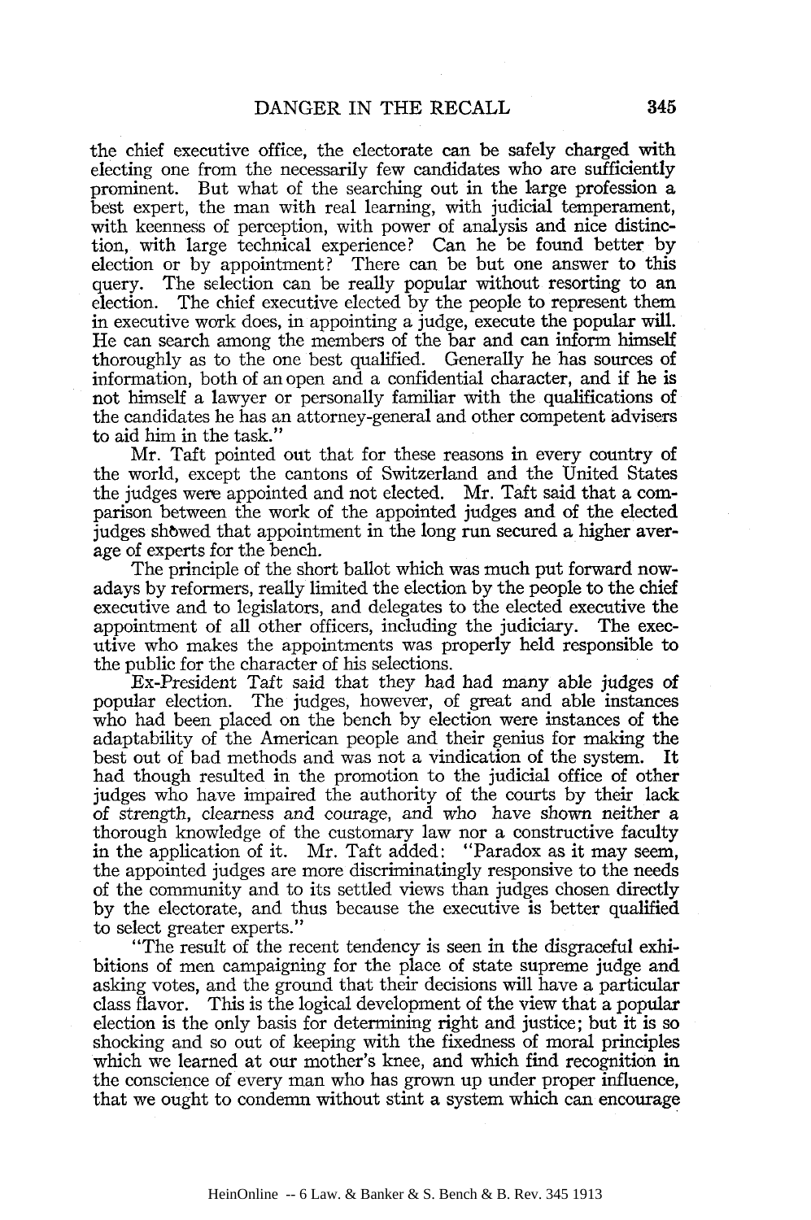the chief executive office, the electorate can be safely charged with electing one from the necessarily few candidates who are sufficiently prominent. But what of the searching out in the large profession a best expert, the man with real learning, with judicial temperament, with keenness of perception, with power of analysis and nice distinction, with large technical experience? Can he be found better by election or by appointment? There can be but one answer to this query. The selection can be really popular without resorting to an election. The chief executive elected by the people to represent them in executive work does, in appointing a judge, execute the popular will. He can search among the members of the bar and can inform himself thoroughly as to the one best qualified. Generally he has sources of information, both of an open and a confidential character, and if he is not himself a lawyer or personally familiar with the qualifications of the candidates he has an attorney-general and other competent advisers to aid him in the task."

Mr. Taft pointed out that for these reasons in every country of the world, except the cantons of Switzerland and the United States the judges were appointed and not elected. Mr. Taft said that a comparison between the work of the appointed judges and of the elected judges showed that appointment in the long run secured a higher average of experts for the bench.

The principle of the short ballot which was much put forward nowadays by reformers, really limited the election by the people to the chief executive and to legislators, and delegates to the elected executive the appointment of all other officers, including the judiciary. The executive who makes the appointments was properly held responsible to the public for the character of his selections.

Ex-President Taft said that they had had many able judges of popular election. The judges, however, of great and able instances who had been placed on the bench by election were instances of the adaptability of the American people and their genius for making the best out of bad methods and was not a vindication of the system. It had though resulted in the promotion to the judicial office of other judges who have impaired the authority of the courts by their lack of strength, clearness and courage, and who have shown neither a thorough knowledge of the customary law nor a constructive faculty in the application of it. Mr. Taft added: "Paradox as it may seem, the appointed judges are more discriminatingly responsive to the needs of the community and to its settled views than judges chosen directly by the electorate, and thus because the executive is better qualified to select greater experts."

"The result of the recent tendency is seen in the disgraceful exhibitions of men campaigning for the place of state supreme judge and asking votes, and the ground that their decisions will have a particular class flavor. This is the logical development of the view that a popular election is the only basis for determining right and justice; but it is so shocking and so out of keeping with the fixedness of moral principles which we learned at our mother's knee, and which find recognition in the conscience of every man who has grown up under proper influence, that we ought to condemn without stint a system which can encourage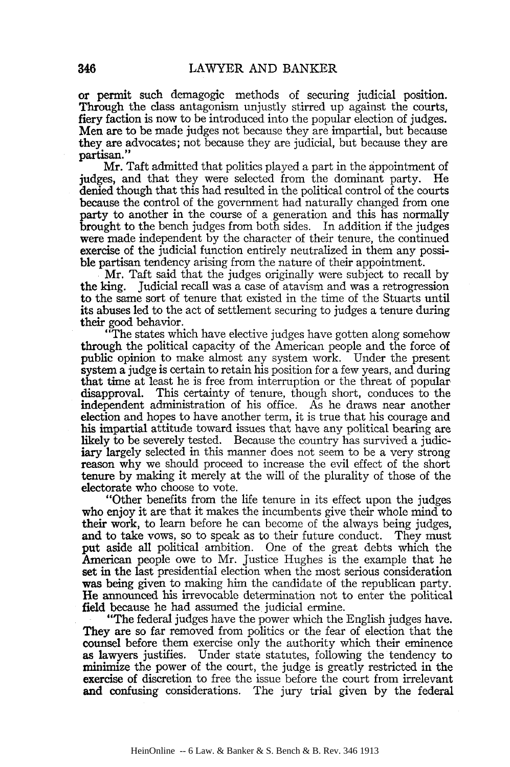or permit such demagogic methods of securing judicial position. Through the class antagonism unjustly stirred up against the courts, fiery faction is now to be introduced into the popular election of judges. Men are to be made judges not because they are impartial, but because they are advocates; not because they are judicial, but because they are partisan."

Mr. Taft admitted that politics played a part in the appointment of judges, and that they were selected from the dominant party. He denied though that this had resulted in the political control of the courts because the control of the government had naturally changed from one party to another in the course of a generation and this has normally brought to the bench judges from both sides. In addition if the judges were made independent by the character of their tenure, the continued exercise of the judicial function entirely neutralized in them any possible partisan tendency arising from the nature of their appointment.

Mr. Taft said that the judges originally were subject to recall by the king. Judicial recall was a case of atavism and was a retrogression to the same sort of tenure that existed in the time of the Stuarts until its abuses led to the act of settlement securing to judges a tenure during their good behavior.

"The states which have elective judges have gotten along somehow through the political capacity of the American people and the force of public opinion to make almost any system work. Under the present system a judge is certain to retain his position for a few years, and during that time at least he is free from interruption or the threat of popular disapproval. This certainty of tenure, though short, conduces to the independent administration of his office. As he draws near another election and hopes to have another term, it is true that his courage and his impartial attitude toward issues that have any political bearing are likely to be severely tested. Because the country has survived a judiciary largely selected in this manner does not seem to be a very strong reason why we should proceed to increase the evil effect of the short tenure by making it merely at the will of the plurality of those of the electorate who choose to vote.

"Other benefits from the life tenure in its effect upon the judges who enjoy it are that it makes the incumbents give their whole mind to their work, to learn before he can become of the always being judges, and to take vows, so to speak as to their future conduct. They must put aside all political ambition. One of the great debts which the American people owe to Mr. Justice Hughes is the example that he set in the last presidential election when the most serious consideration was being given to making him the candidate of the republican party. He announced his irrevocable determination not to enter the political field because he had assumed the judicial ermine.

"The federal judges have the power which the English judges have. They are so far removed from politics or the fear of election that the counsel before them exercise only the authority which their eminence as lawyers justifies. Under state statutes, following the tendency to minimize the power of the court, the judge is greatly restricted in the exercise of discretion to free the issue before the court from irrelevant and confusing considerations. The jury trial given by the federal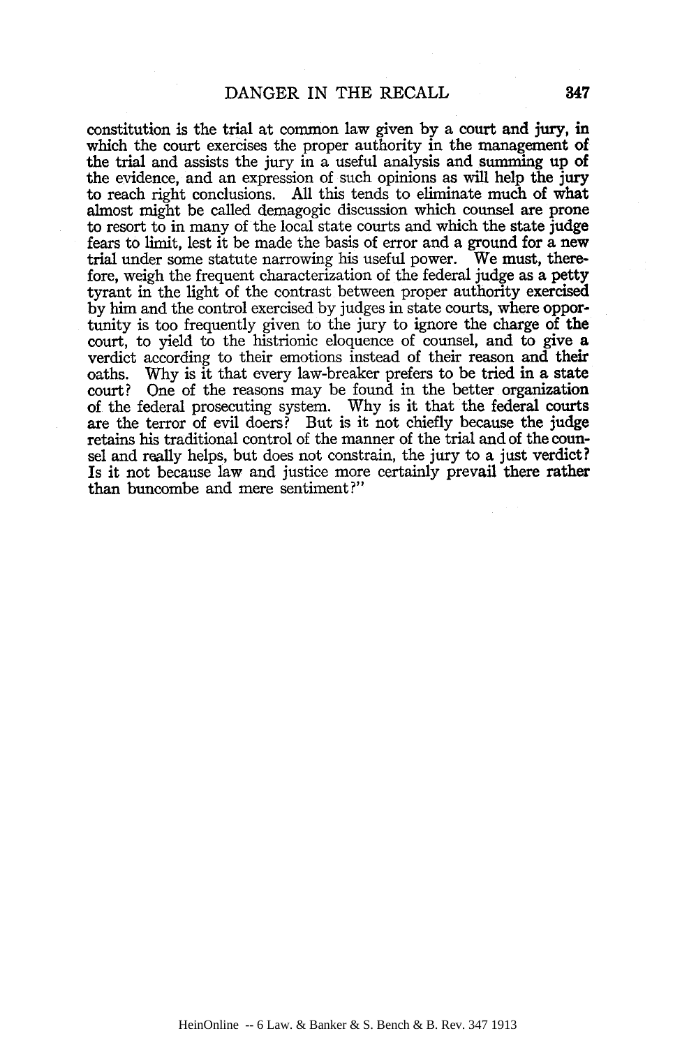constitution is the trial at common law given by a court and jury, in which the court exercises the proper authority in the management of the trial and assists the jury in a useful analysis and summing up of the evidence, and an expression of such opinions as will help the jury to reach right conclusions. All this tends to eliminate much of what almost might be called demagogic discussion which counsel are prone to resort to in many of the local state courts and which the state judge fears to limit, lest it be made the basis of error and a ground for a new trial under some statute narrowing his useful power. We must, therefore, weigh the frequent characterization of the federal judge as a petty tyrant in the light of the contrast between proper authority exercised by him and the control exercised by judges in state courts, where opportunity is too frequently given to the jury to ignore the charge of the court, to yield to the histrionic eloquence of counsel, and to give a verdict according to their emotions instead of their reason and their oaths. Why is it that every law-breaker prefers to be tried in a state court? One of the reasons may be found in the better organization of the federal prosecuting system. Why is it that the federal courts are the terror of evil doers? But is it not chiefly because the judge retains his traditional control of the manner of the trial and of the counsel and really helps, but does not constrain, the jury to a just verdict? Is it not because law and justice more certainly prevail there rather than buncombe and mere sentiment?"